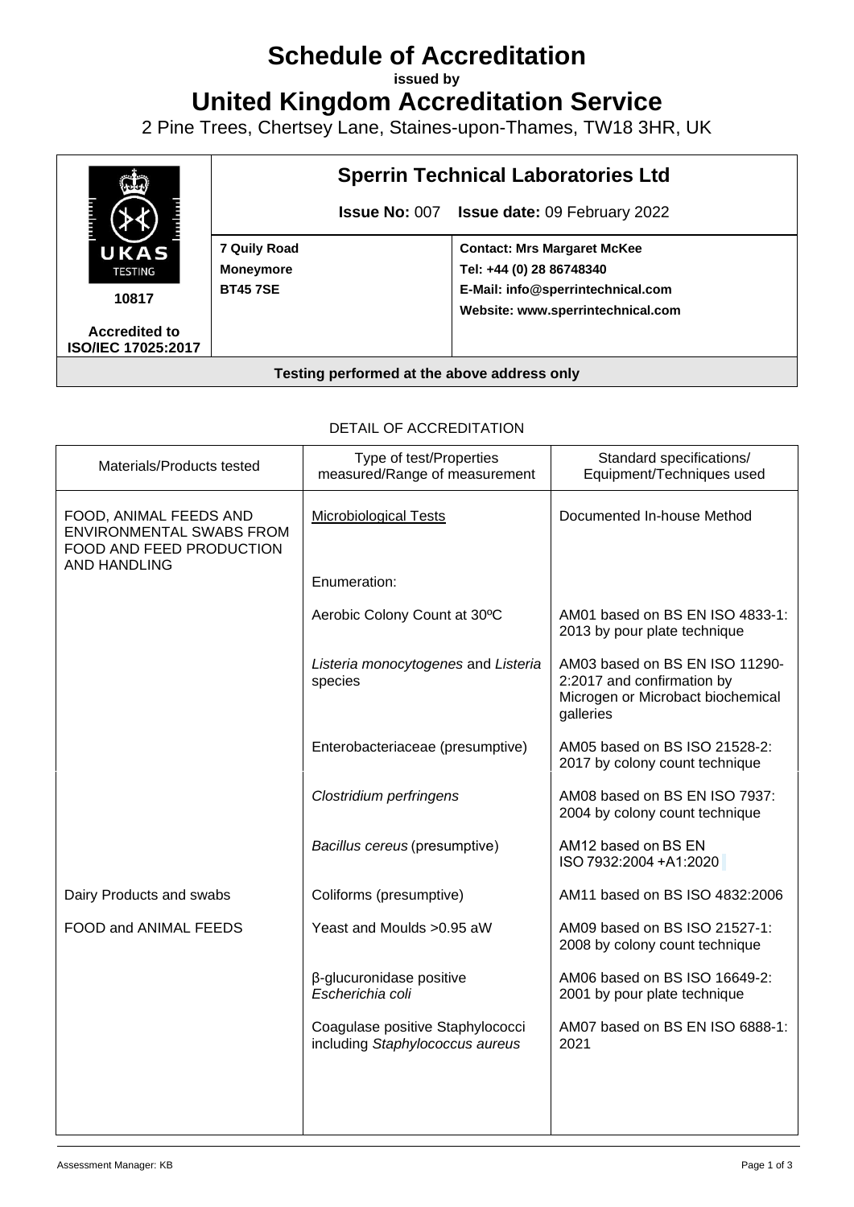# Schedule of Accreditation

**issued by**

# United Kingdom Accreditation Service

2 Pine Trees, Chertsey Lane, Staines-upon-Thames, TW18 3HR, UK

| UKAS TESTING 10817 Accredited to ISO/IEC 17025:2017 | **Sperrin Technical Laboratories Ltd** **Issue No:** 007 **Issue date:** 09 February 2022 | |
|---|---|---|
| | **7 Quily Road** **Moneymore** **BT45 7SE** | **Contact: Mrs Margaret McKee** **Tel: +44 (0) 28 86748340** **E-Mail: info@sperrintechnical.com** **Website: www.sperrintechnical.com** |

**Testing performed at the above address only**

DETAIL OF ACCREDITATION

| Materials/Products tested | Type of test/Properties measured/Range of measurement | Standard specifications/ Equipment/Techniques used |
|---|---|---|
| FOOD, ANIMAL FEEDS AND ENVIRONMENTAL SWABS FROM FOOD AND FEED PRODUCTION AND HANDLING | Microbiological Tests | Documented In-house Method |
| | Enumeration: | |
| | Aerobic Colony Count at 30ºC | AM01 based on BS EN ISO 4833-1: 2013 by pour plate technique |
| | *Listeria monocytogenes* and *Listeria* species | AM03 based on BS EN ISO 11290-2:2017 and confirmation by Microgen or Microbact biochemical galleries |
| | Enterobacteriaceae (presumptive) | AM05 based on BS ISO 21528-2: 2017 by colony count technique |
| | *Clostridium perfringens* | AM08 based on BS EN ISO 7937: 2004 by colony count technique |
| | *Bacillus cereus* (presumptive) | AM12 based on BS EN ISO 7932:2004 +A1:2020 |
| Dairy Products and swabs | Coliforms (presumptive) | AM11 based on BS ISO 4832:2006 |
| FOOD and ANIMAL FEEDS | Yeast and Moulds >0.95 aW | AM09 based on BS ISO 21527-1: 2008 by colony count technique |
| | β-glucuronidase positive *Escherichia coli* | AM06 based on BS ISO 16649-2: 2001 by pour plate technique |
| | Coagulase positive Staphylococci including *Staphylococcus aureus* | AM07 based on BS EN ISO 6888-1: 2021 |

Assessment Manager: KB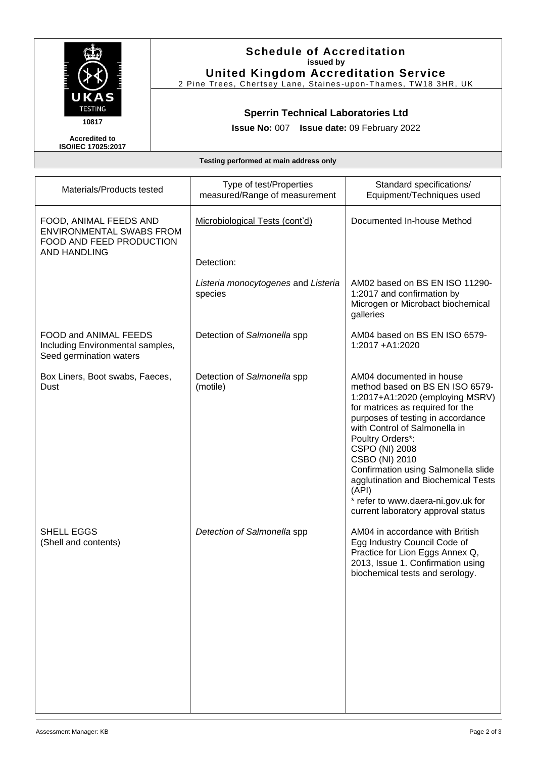# Schedule of Accreditation
**issued by**
**United Kingdom Accreditation Service**
2 Pine Trees, Chertsey Lane, Staines-upon-Thames, TW18 3HR, UK

UKAS TESTING
**10817**

**Accredited to ISO/IEC 17025:2017**

## Sperrin Technical Laboratories Ltd

**Issue No:** 007 **Issue date:** 09 February 2022

**Testing performed at main address only**

| Materials/Products tested | Type of test/Properties measured/Range of measurement | Standard specifications/ Equipment/Techniques used |
|---|---|---|
| FOOD, ANIMAL FEEDS AND ENVIRONMENTAL SWABS FROM FOOD AND FEED PRODUCTION AND HANDLING | Microbiological Tests (cont'd) | Documented In-house Method |
| | Detection: | |
| | *Listeria monocytogenes* and *Listeria* species | AM02 based on BS EN ISO 11290-1:2017 and confirmation by Microgen or Microbact biochemical galleries |
| FOOD and ANIMAL FEEDS Including Environmental samples, Seed germination waters | Detection of *Salmonella* spp | AM04 based on BS EN ISO 6579-1:2017 +A1:2020 |
| Box Liners, Boot swabs, Faeces, Dust | Detection of *Salmonella* spp (motile) | AM04 documented in house method based on BS EN ISO 6579-1:2017+A1:2020 (employing MSRV) for matrices as required for the purposes of testing in accordance with Control of Salmonella in Poultry Orders*: CSPO (NI) 2008 CSBO (NI) 2010 Confirmation using Salmonella slide agglutination and Biochemical Tests (API) * refer to www.daera-ni.gov.uk for current laboratory approval status |
| SHELL EGGS (Shell and contents) | *Detection of Salmonella* spp | AM04 in accordance with British Egg Industry Council Code of Practice for Lion Eggs Annex Q, 2013, Issue 1. Confirmation using biochemical tests and serology. |

Assessment Manager: KB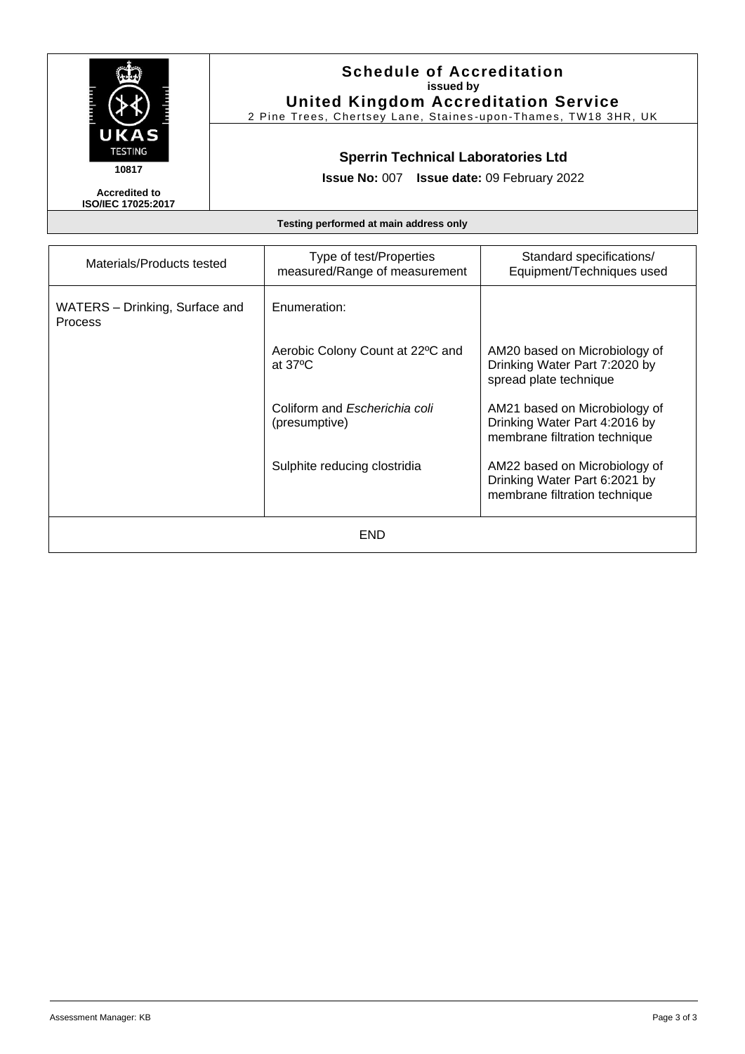**Schedule of Accreditation**
**issued by**
**United Kingdom Accreditation Service**
2 Pine Trees, Chertsey Lane, Staines-upon-Thames, TW18 3HR, UK

UKAS TESTING
**10817**
**Accredited to ISO/IEC 17025:2017**

**Sperrin Technical Laboratories Ltd**

**Issue No:** 007 **Issue date:** 09 February 2022

**Testing performed at main address only**

| Materials/Products tested | Type of test/Properties measured/Range of measurement | Standard specifications/ Equipment/Techniques used |
|---|---|---|
| WATERS – Drinking, Surface and Process | Enumeration: | |
| | Aerobic Colony Count at 22ºC and at 37ºC | AM20 based on Microbiology of Drinking Water Part 7:2020 by spread plate technique |
| | Coliform and *Escherichia coli* (presumptive) | AM21 based on Microbiology of Drinking Water Part 4:2016 by membrane filtration technique |
| | Sulphite reducing clostridia | AM22 based on Microbiology of Drinking Water Part 6:2021 by membrane filtration technique |

END

Assessment Manager: KB